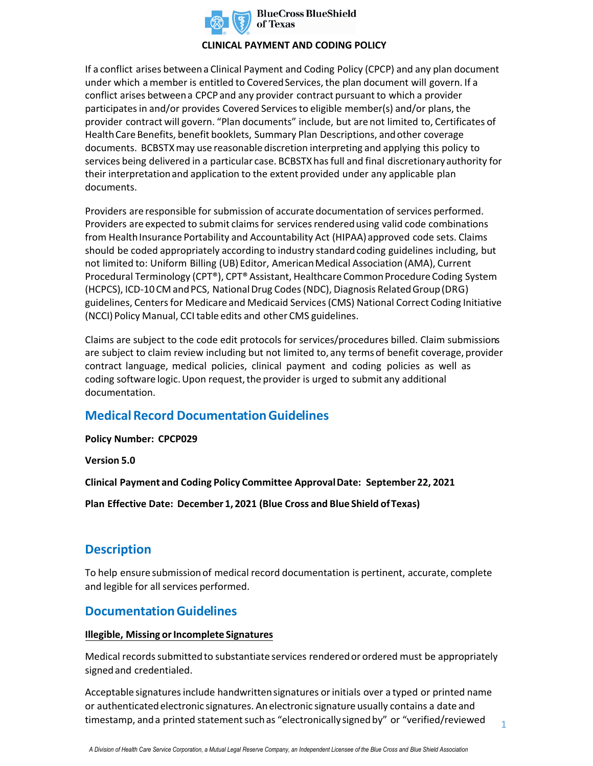**CLINICAL PAYMENT AND CODING POLICY**

If a conflict arises between a Clinical Payment and Coding Policy (CPCP) and any plan document under which a member is entitled to Covered Services, the plan document will govern. If a conflict arises between a CPCP and any provider contract pursuant to which a provider participates in and/or provides Covered Services to eligible member(s) and/or plans, the provider contract will govern. "Plan documents" include, but are not limited to, Certificates of Health Care Benefits, benefit booklets, Summary Plan Descriptions, and other coverage documents. BCBSTX may use reasonable discretion interpreting and applying this policy to services being delivered in a particular case. BCBSTX has full and final discretionary authority for their interpretation and application to the extent provided under any applicable plan documents.

Providers are responsible for submission of accurate documentation of services performed. Providers are expected to submit claims for services rendered using valid code combinations from Health Insurance Portability and Accountability Act (HIPAA) approved code sets. Claims should be coded appropriately according to industry standard coding guidelines including, but not limited to: Uniform Billing (UB) Editor, American Medical Association (AMA), Current Procedural Terminology (CPT®), CPT® Assistant, Healthcare Common Procedure Coding System (HCPCS), ICD-10 CM and PCS, National Drug Codes (NDC), Diagnosis Related Group (DRG) guidelines, Centers for Medicare and Medicaid Services (CMS) National Correct Coding Initiative (NCCI) Policy Manual, CCI table edits and other CMS guidelines.

Claims are subject to the code edit protocols for services/procedures billed. Claim submissions are subject to claim review including but not limited to, any terms of benefit coverage, provider contract language, medical policies, clinical payment and coding policies as well as coding software logic. Upon request, the provider is urged to submit any additional documentation.

## Medical Record Documentation Guidelines

**Policy Number: CPCP029**

**Version 5.0**

**Clinical Payment and Coding Policy Committee Approval Date: September 22, 2021**

**Plan Effective Date: December 1, 2021 (Blue Cross and Blue Shield of Texas)**

## Description

To help ensure submission of medical record documentation is pertinent, accurate, complete and legible for all services performed.

## Documentation Guidelines

**Illegible, Missing or Incomplete Signatures**

Medical records submitted to substantiate services rendered or ordered must be appropriately signed and credentialed.

Acceptable signatures include handwritten signatures or initials over a typed or printed name or authenticated electronic signatures. An electronic signature usually contains a date and timestamp, and a printed statement such as "electronically signed by" or "verified/reviewed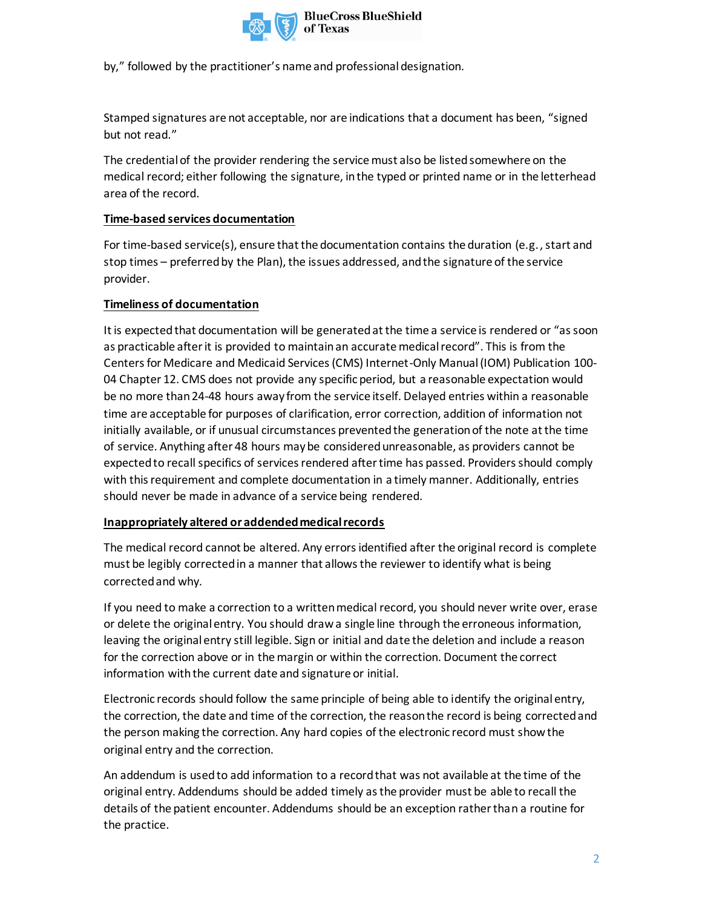by," followed by the practitioner's name and professional designation.

Stamped signatures are not acceptable, nor are indications that a document has been, "signed but not read."

The credential of the provider rendering the service must also be listed somewhere on the medical record; either following the signature, in the typed or printed name or in the letterhead area of the record.

**Time-based services documentation**

For time-based service(s), ensure that the documentation contains the duration (e.g., start and stop times – preferred by the Plan), the issues addressed, and the signature of the service provider.

**Timeliness of documentation**

It is expected that documentation will be generated at the time a service is rendered or "as soon as practicable after it is provided to maintain an accurate medical record". This is from the Centers for Medicare and Medicaid Services (CMS) Internet-Only Manual (IOM) Publication 100-04 Chapter 12. CMS does not provide any specific period, but a reasonable expectation would be no more than 24-48 hours away from the service itself. Delayed entries within a reasonable time are acceptable for purposes of clarification, error correction, addition of information not initially available, or if unusual circumstances prevented the generation of the note at the time of service. Anything after 48 hours may be considered unreasonable, as providers cannot be expected to recall specifics of services rendered after time has passed. Providers should comply with this requirement and complete documentation in a timely manner. Additionally, entries should never be made in advance of a service being rendered.

**Inappropriately altered or addended medical records**

The medical record cannot be altered. Any errors identified after the original record is complete must be legibly corrected in a manner that allows the reviewer to identify what is being corrected and why.

If you need to make a correction to a written medical record, you should never write over, erase or delete the original entry. You should draw a single line through the erroneous information, leaving the original entry still legible. Sign or initial and date the deletion and include a reason for the correction above or in the margin or within the correction. Document the correct information with the current date and signature or initial.

Electronic records should follow the same principle of being able to identify the original entry, the correction, the date and time of the correction, the reason the record is being corrected and the person making the correction. Any hard copies of the electronic record must show the original entry and the correction.

An addendum is used to add information to a record that was not available at the time of the original entry. Addendums should be added timely as the provider must be able to recall the details of the patient encounter. Addendums should be an exception rather than a routine for the practice.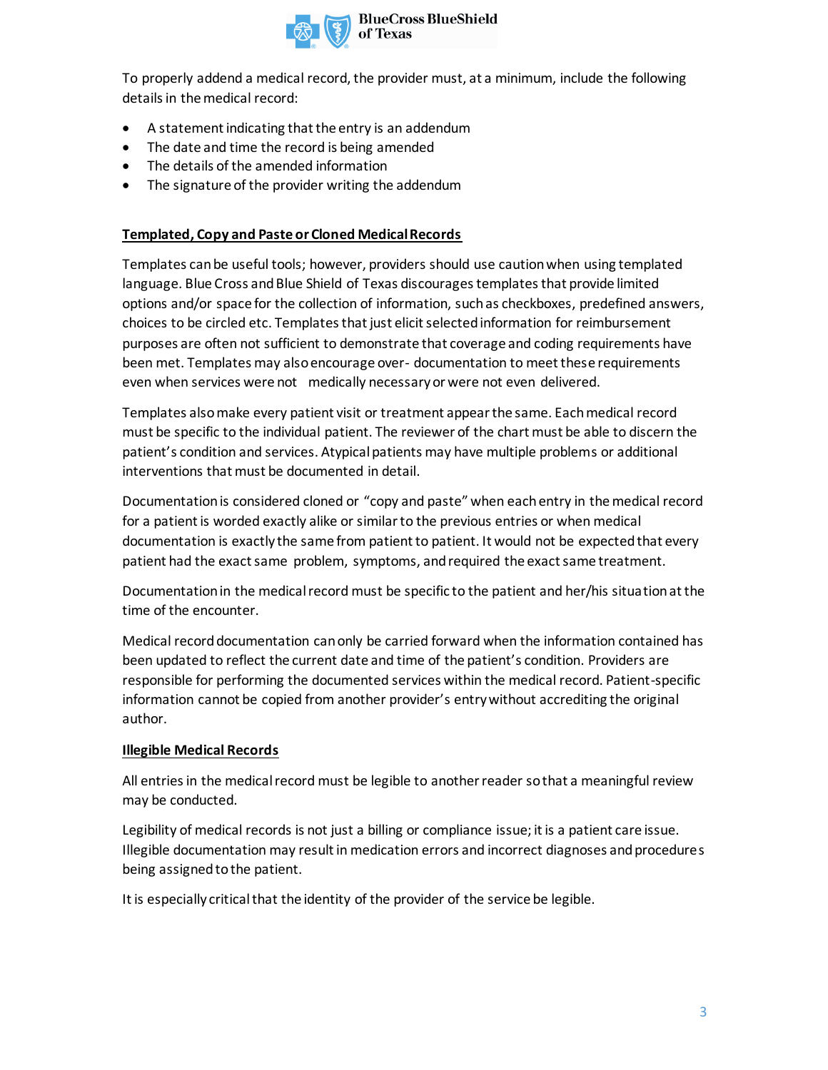To properly addend a medical record, the provider must, at a minimum, include the following details in the medical record:

- A statement indicating that the entry is an addendum
- The date and time the record is being amended
- The details of the amended information
- The signature of the provider writing the addendum

## Templated, Copy and Paste or Cloned Medical Records

Templates can be useful tools; however, providers should use caution when using templated language. Blue Cross and Blue Shield of Texas discourages templates that provide limited options and/or space for the collection of information, such as checkboxes, predefined answers, choices to be circled etc. Templates that just elicit selected information for reimbursement purposes are often not sufficient to demonstrate that coverage and coding requirements have been met. Templates may also encourage over- documentation to meet these requirements even when services were not medically necessary or were not even delivered.

Templates also make every patient visit or treatment appear the same. Each medical record must be specific to the individual patient. The reviewer of the chart must be able to discern the patient's condition and services. Atypical patients may have multiple problems or additional interventions that must be documented in detail.

Documentation is considered cloned or "copy and paste" when each entry in the medical record for a patient is worded exactly alike or similar to the previous entries or when medical documentation is exactly the same from patient to patient. It would not be expected that every patient had the exact same problem, symptoms, and required the exact same treatment.

Documentation in the medical record must be specific to the patient and her/his situation at the time of the encounter.

Medical record documentation can only be carried forward when the information contained has been updated to reflect the current date and time of the patient's condition. Providers are responsible for performing the documented services within the medical record. Patient-specific information cannot be copied from another provider's entry without accrediting the original author.

## Illegible Medical Records

All entries in the medical record must be legible to another reader so that a meaningful review may be conducted.

Legibility of medical records is not just a billing or compliance issue; it is a patient care issue. Illegible documentation may result in medication errors and incorrect diagnoses and procedures being assigned to the patient.

It is especially critical that the identity of the provider of the service be legible.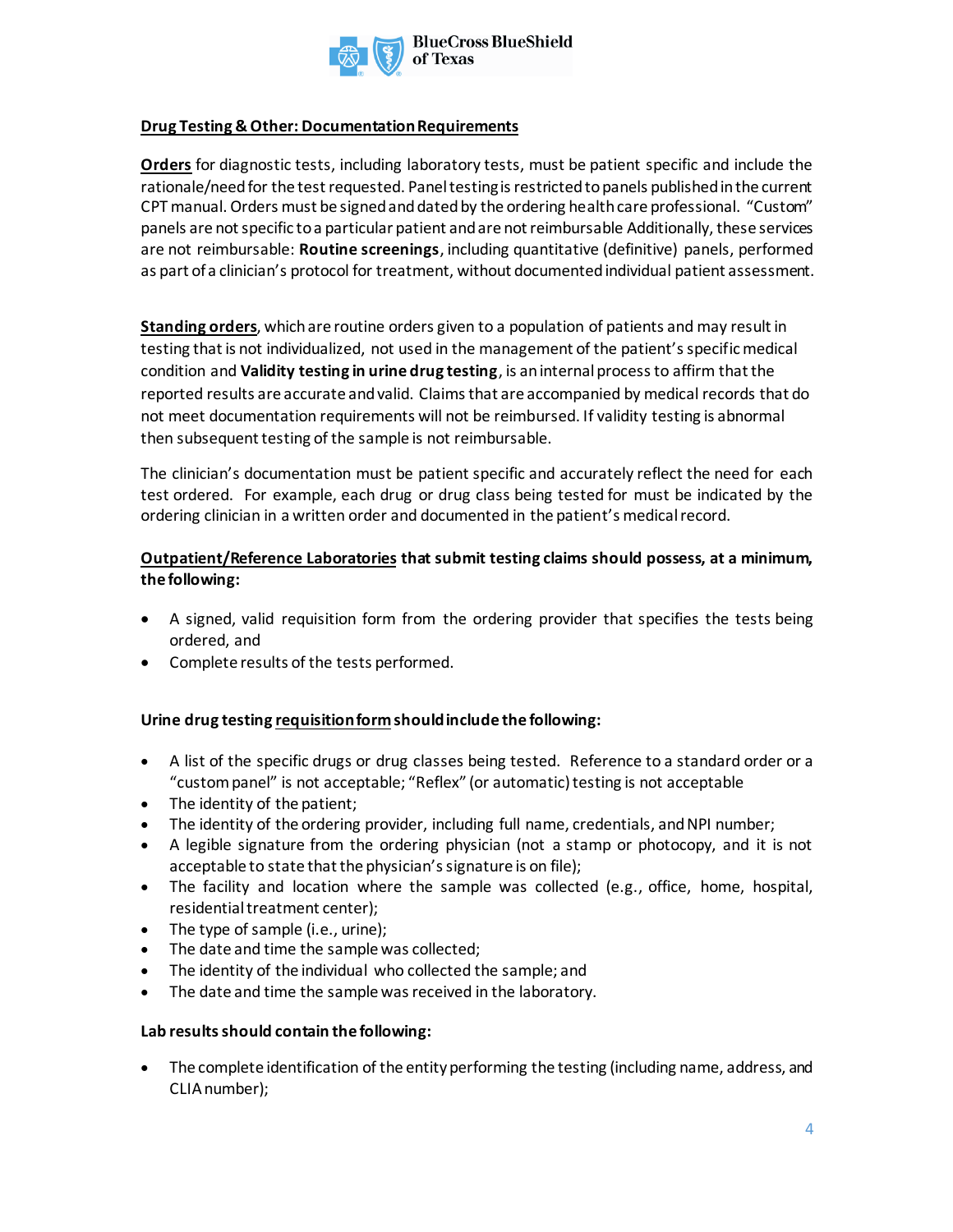**<u>Drug Testing & Other: Documentation Requirements</u>**

**<u>Orders</u>** for diagnostic tests, including laboratory tests, must be patient specific and include the rationale/need for the test requested. Panel testing is restricted to panels published in the current CPT manual. Orders must be signed and dated by the ordering health care professional. "Custom" panels are not specific to a particular patient and are not reimbursable Additionally, these services are not reimbursable: **Routine screenings**, including quantitative (definitive) panels, performed as part of a clinician's protocol for treatment, without documented individual patient assessment.

**<u>Standing orders</u>**, which are routine orders given to a population of patients and may result in testing that is not individualized, not used in the management of the patient's specific medical condition and **Validity testing in urine drug testing**, is an internal process to affirm that the reported results are accurate and valid. Claims that are accompanied by medical records that do not meet documentation requirements will not be reimbursed. If validity testing is abnormal then subsequent testing of the sample is not reimbursable.

The clinician's documentation must be patient specific and accurately reflect the need for each test ordered. For example, each drug or drug class being tested for must be indicated by the ordering clinician in a written order and documented in the patient's medical record.

**<u>Outpatient/Reference Laboratories</u> that submit testing claims should possess, at a minimum, the following:**

- A signed, valid requisition form from the ordering provider that specifies the tests being ordered, and
- Complete results of the tests performed.

**Urine drug testing <u>requisition form</u> should include the following:**

- A list of the specific drugs or drug classes being tested. Reference to a standard order or a "custom panel" is not acceptable; "Reflex" (or automatic) testing is not acceptable
- The identity of the patient;
- The identity of the ordering provider, including full name, credentials, and NPI number;
- A legible signature from the ordering physician (not a stamp or photocopy, and it is not acceptable to state that the physician's signature is on file);
- The facility and location where the sample was collected (e.g., office, home, hospital, residential treatment center);
- The type of sample (i.e., urine);
- The date and time the sample was collected;
- The identity of the individual who collected the sample; and
- The date and time the sample was received in the laboratory.

**Lab results should contain the following:**

- The complete identification of the entity performing the testing (including name, address, and CLIA number);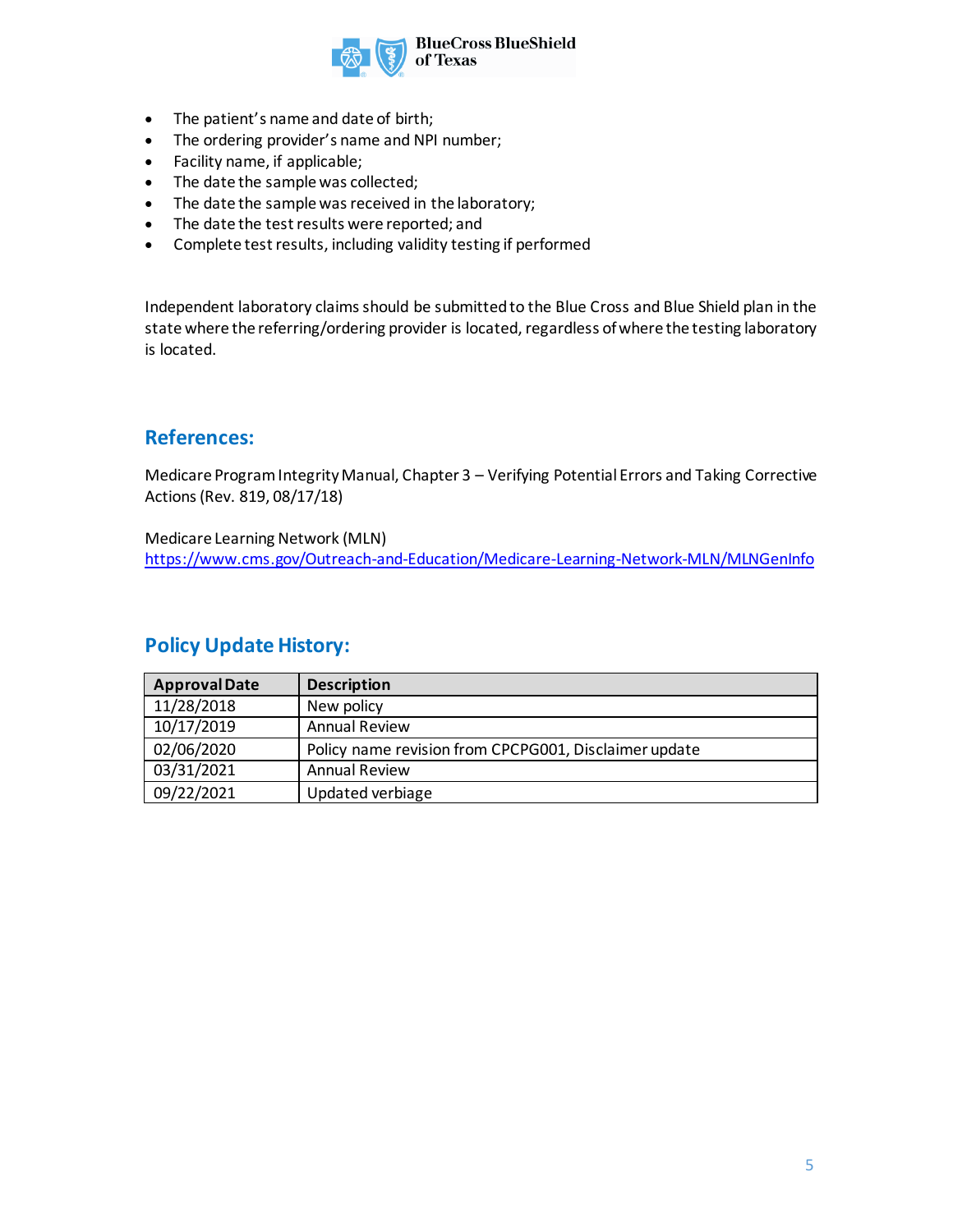- The patient's name and date of birth;
- The ordering provider's name and NPI number;
- Facility name, if applicable;
- The date the sample was collected;
- The date the sample was received in the laboratory;
- The date the test results were reported; and
- Complete test results, including validity testing if performed

Independent laboratory claims should be submitted to the Blue Cross and Blue Shield plan in the state where the referring/ordering provider is located, regardless of where the testing laboratory is located.

## References:

Medicare Program Integrity Manual, Chapter 3 – Verifying Potential Errors and Taking Corrective Actions (Rev. 819, 08/17/18)

Medicare Learning Network (MLN)
https://www.cms.gov/Outreach-and-Education/Medicare-Learning-Network-MLN/MLNGenInfo

## Policy Update History:

| Approval Date | Description |
|---|---|
| 11/28/2018 | New policy |
| 10/17/2019 | Annual Review |
| 02/06/2020 | Policy name revision from CPCPG001, Disclaimer update |
| 03/31/2021 | Annual Review |
| 09/22/2021 | Updated verbiage |